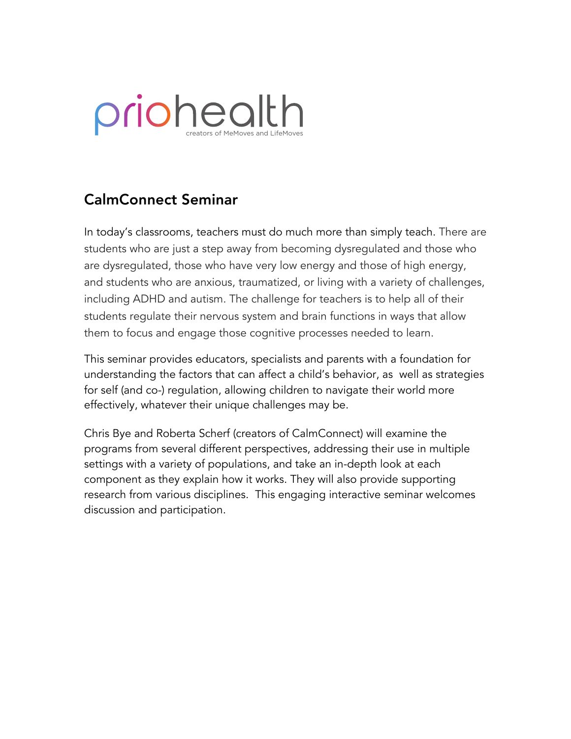priohealth

creators of MeMoves and LifeMoves

## CalmConnect Seminar

In today's classrooms, teachers must do much more than simply teach. There are students who are just a step away from becoming dysregulated and those who are dysregulated, those who have very low energy and those of high energy, and students who are anxious, traumatized, or living with a variety of challenges, including ADHD and autism. The challenge for teachers is to help all of their students regulate their nervous system and brain functions in ways that allow them to focus and engage those cognitive processes needed to learn.

This seminar provides educators, specialists and parents with a foundation for understanding the factors that can affect a child's behavior, as well as strategies for self (and co-) regulation, allowing children to navigate their world more effectively, whatever their unique challenges may be.

Chris Bye and Roberta Scherf (creators of CalmConnect) will examine the programs from several different perspectives, addressing their use in multiple settings with a variety of populations, and take an in-depth look at each component as they explain how it works. They will also provide supporting research from various disciplines. This engaging interactive seminar welcomes discussion and participation.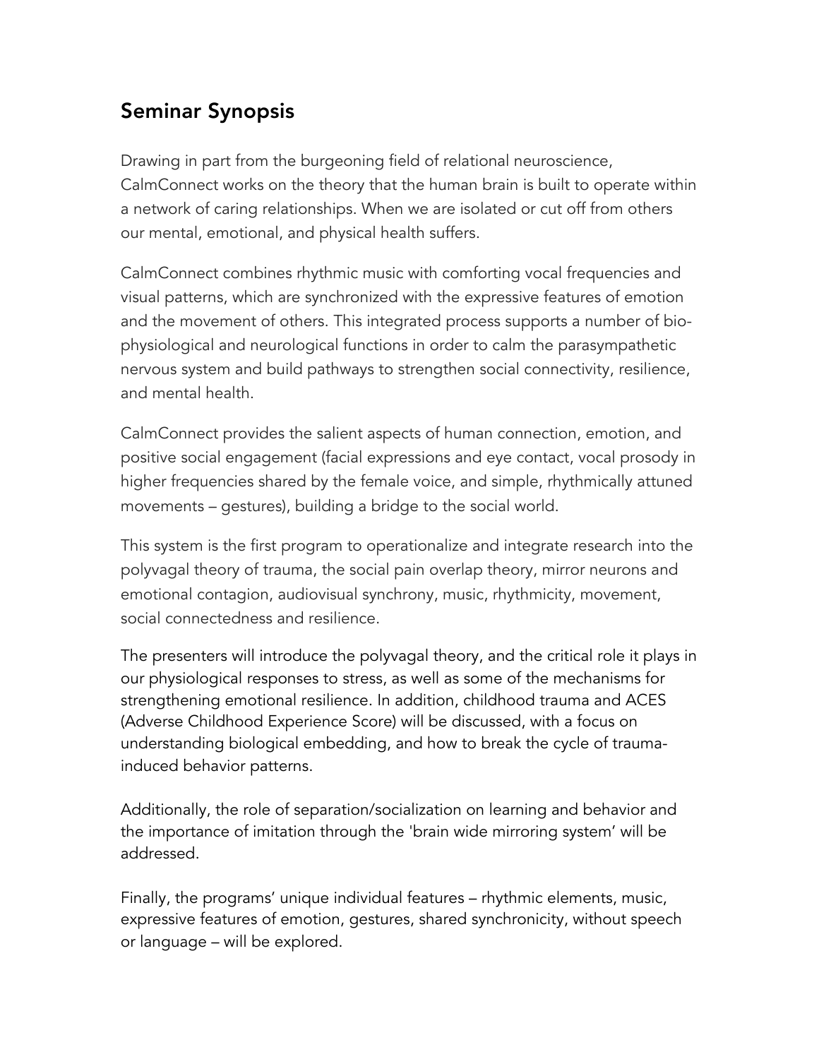## Seminar Synopsis

Drawing in part from the burgeoning field of relational neuroscience, CalmConnect works on the theory that the human brain is built to operate within a network of caring relationships. When we are isolated or cut off from others our mental, emotional, and physical health suffers.

CalmConnect combines rhythmic music with comforting vocal frequencies and visual patterns, which are synchronized with the expressive features of emotion and the movement of others. This integrated process supports a number of bio-physiological and neurological functions in order to calm the parasympathetic nervous system and build pathways to strengthen social connectivity, resilience, and mental health.

CalmConnect provides the salient aspects of human connection, emotion, and positive social engagement (facial expressions and eye contact, vocal prosody in higher frequencies shared by the female voice, and simple, rhythmically attuned movements – gestures), building a bridge to the social world.

This system is the first program to operationalize and integrate research into the polyvagal theory of trauma, the social pain overlap theory, mirror neurons and emotional contagion, audiovisual synchrony, music, rhythmicity, movement, social connectedness and resilience.

The presenters will introduce the polyvagal theory, and the critical role it plays in our physiological responses to stress, as well as some of the mechanisms for strengthening emotional resilience. In addition, childhood trauma and ACES (Adverse Childhood Experience Score) will be discussed, with a focus on understanding biological embedding, and how to break the cycle of trauma-induced behavior patterns.

Additionally, the role of separation/socialization on learning and behavior and the importance of imitation through the 'brain wide mirroring system' will be addressed.

Finally, the programs' unique individual features – rhythmic elements, music, expressive features of emotion, gestures, shared synchronicity, without speech or language – will be explored.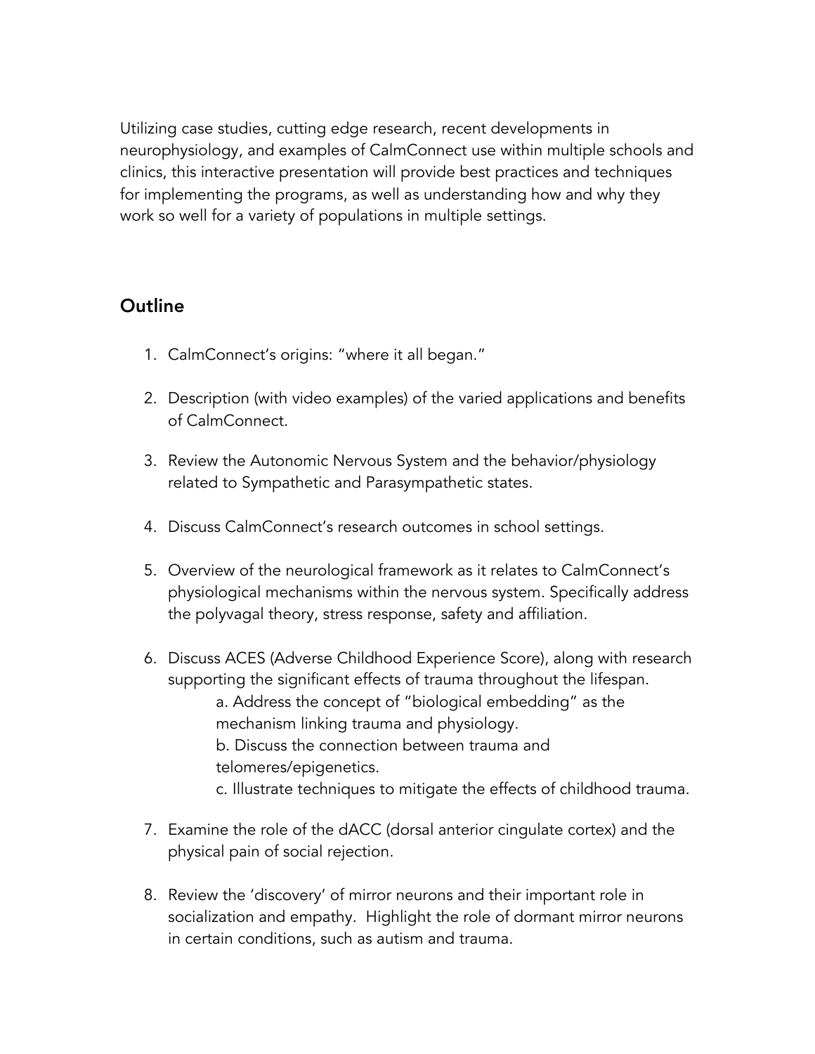Utilizing case studies, cutting edge research, recent developments in neurophysiology, and examples of CalmConnect use within multiple schools and clinics, this interactive presentation will provide best practices and techniques for implementing the programs, as well as understanding how and why they work so well for a variety of populations in multiple settings.

## Outline

1. CalmConnect's origins: "where it all began."

2. Description (with video examples) of the varied applications and benefits of CalmConnect.

3. Review the Autonomic Nervous System and the behavior/physiology related to Sympathetic and Parasympathetic states.

4. Discuss CalmConnect's research outcomes in school settings.

5. Overview of the neurological framework as it relates to CalmConnect's physiological mechanisms within the nervous system. Specifically address the polyvagal theory, stress response, safety and affiliation.

6. Discuss ACES (Adverse Childhood Experience Score), along with research supporting the significant effects of trauma throughout the lifespan.
   a. Address the concept of "biological embedding" as the mechanism linking trauma and physiology.
   b. Discuss the connection between trauma and telomeres/epigenetics.
   c. Illustrate techniques to mitigate the effects of childhood trauma.

7. Examine the role of the dACC (dorsal anterior cingulate cortex) and the physical pain of social rejection.

8. Review the 'discovery' of mirror neurons and their important role in socialization and empathy. Highlight the role of dormant mirror neurons in certain conditions, such as autism and trauma.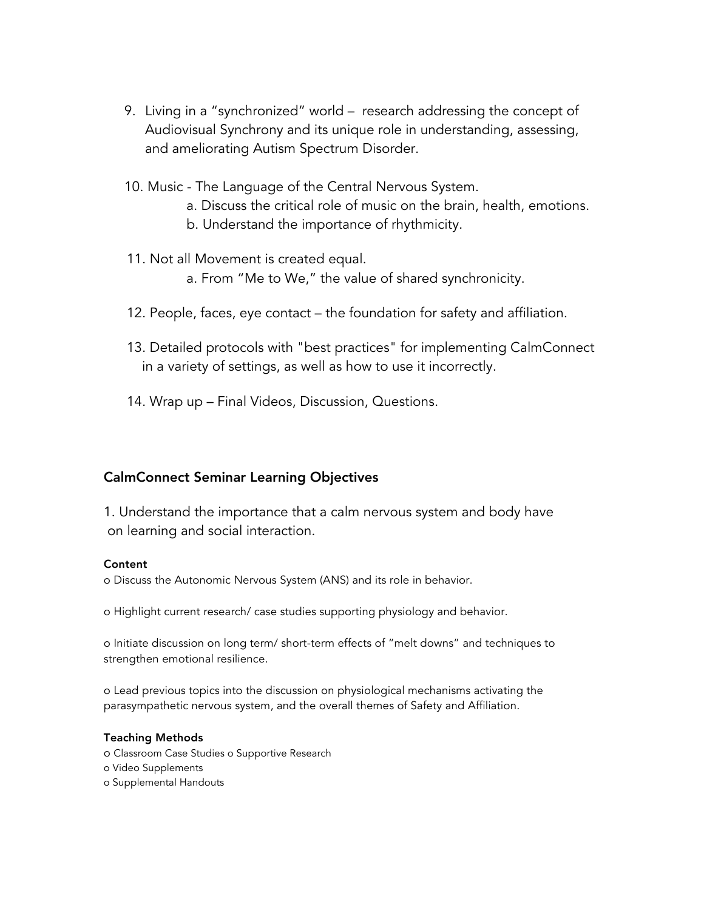9. Living in a "synchronized" world – research addressing the concept of Audiovisual Synchrony and its unique role in understanding, assessing, and ameliorating Autism Spectrum Disorder.

10. Music - The Language of the Central Nervous System.
    a. Discuss the critical role of music on the brain, health, emotions.
    b. Understand the importance of rhythmicity.

11. Not all Movement is created equal.
    a. From "Me to We," the value of shared synchronicity.

12. People, faces, eye contact – the foundation for safety and affiliation.

13. Detailed protocols with "best practices" for implementing CalmConnect in a variety of settings, as well as how to use it incorrectly.

14. Wrap up – Final Videos, Discussion, Questions.

## CalmConnect Seminar Learning Objectives

1. Understand the importance that a calm nervous system and body have on learning and social interaction.

**Content**

o Discuss the Autonomic Nervous System (ANS) and its role in behavior.

o Highlight current research/ case studies supporting physiology and behavior.

o Initiate discussion on long term/ short-term effects of "melt downs" and techniques to strengthen emotional resilience.

o Lead previous topics into the discussion on physiological mechanisms activating the parasympathetic nervous system, and the overall themes of Safety and Affiliation.

**Teaching Methods**

o Classroom Case Studies o Supportive Research
o Video Supplements
o Supplemental Handouts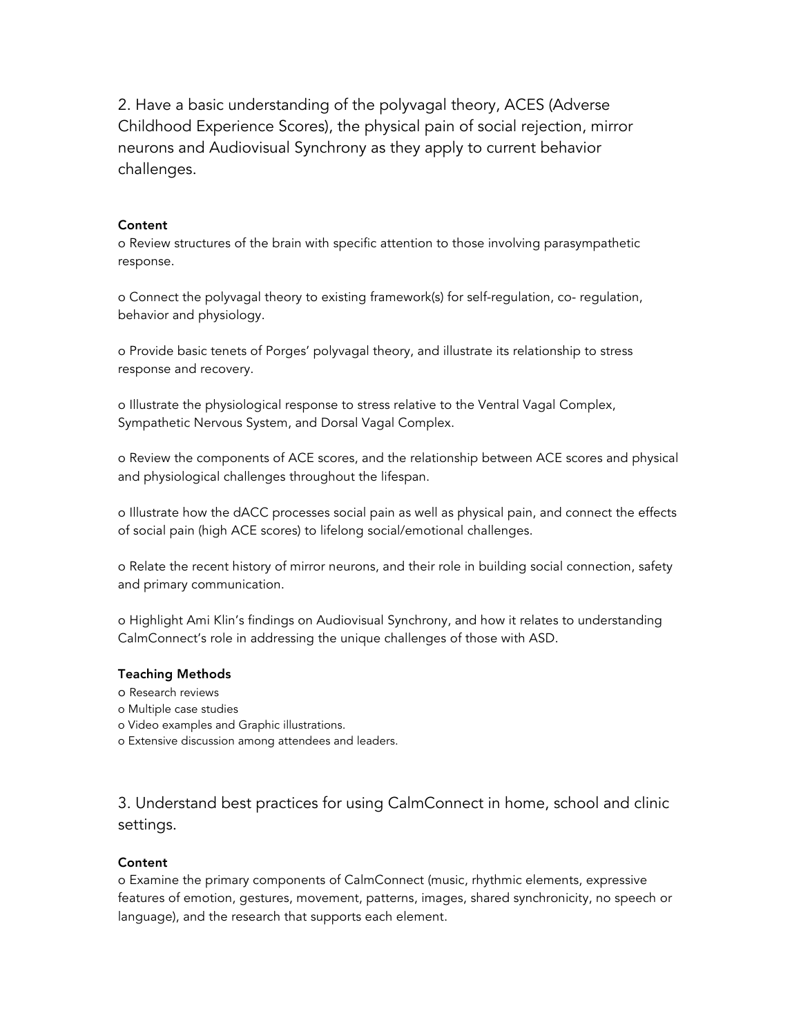## 2. Have a basic understanding of the polyvagal theory, ACES (Adverse Childhood Experience Scores), the physical pain of social rejection, mirror neurons and Audiovisual Synchrony as they apply to current behavior challenges.

**Content**

o Review structures of the brain with specific attention to those involving parasympathetic response.

o Connect the polyvagal theory to existing framework(s) for self-regulation, co- regulation, behavior and physiology.

o Provide basic tenets of Porges' polyvagal theory, and illustrate its relationship to stress response and recovery.

o Illustrate the physiological response to stress relative to the Ventral Vagal Complex, Sympathetic Nervous System, and Dorsal Vagal Complex.

o Review the components of ACE scores, and the relationship between ACE scores and physical and physiological challenges throughout the lifespan.

o Illustrate how the dACC processes social pain as well as physical pain, and connect the effects of social pain (high ACE scores) to lifelong social/emotional challenges.

o Relate the recent history of mirror neurons, and their role in building social connection, safety and primary communication.

o Highlight Ami Klin's findings on Audiovisual Synchrony, and how it relates to understanding CalmConnect's role in addressing the unique challenges of those with ASD.

**Teaching Methods**

o Research reviews
o Multiple case studies
o Video examples and Graphic illustrations.
o Extensive discussion among attendees and leaders.

## 3. Understand best practices for using CalmConnect in home, school and clinic settings.

**Content**

o Examine the primary components of CalmConnect (music, rhythmic elements, expressive features of emotion, gestures, movement, patterns, images, shared synchronicity, no speech or language), and the research that supports each element.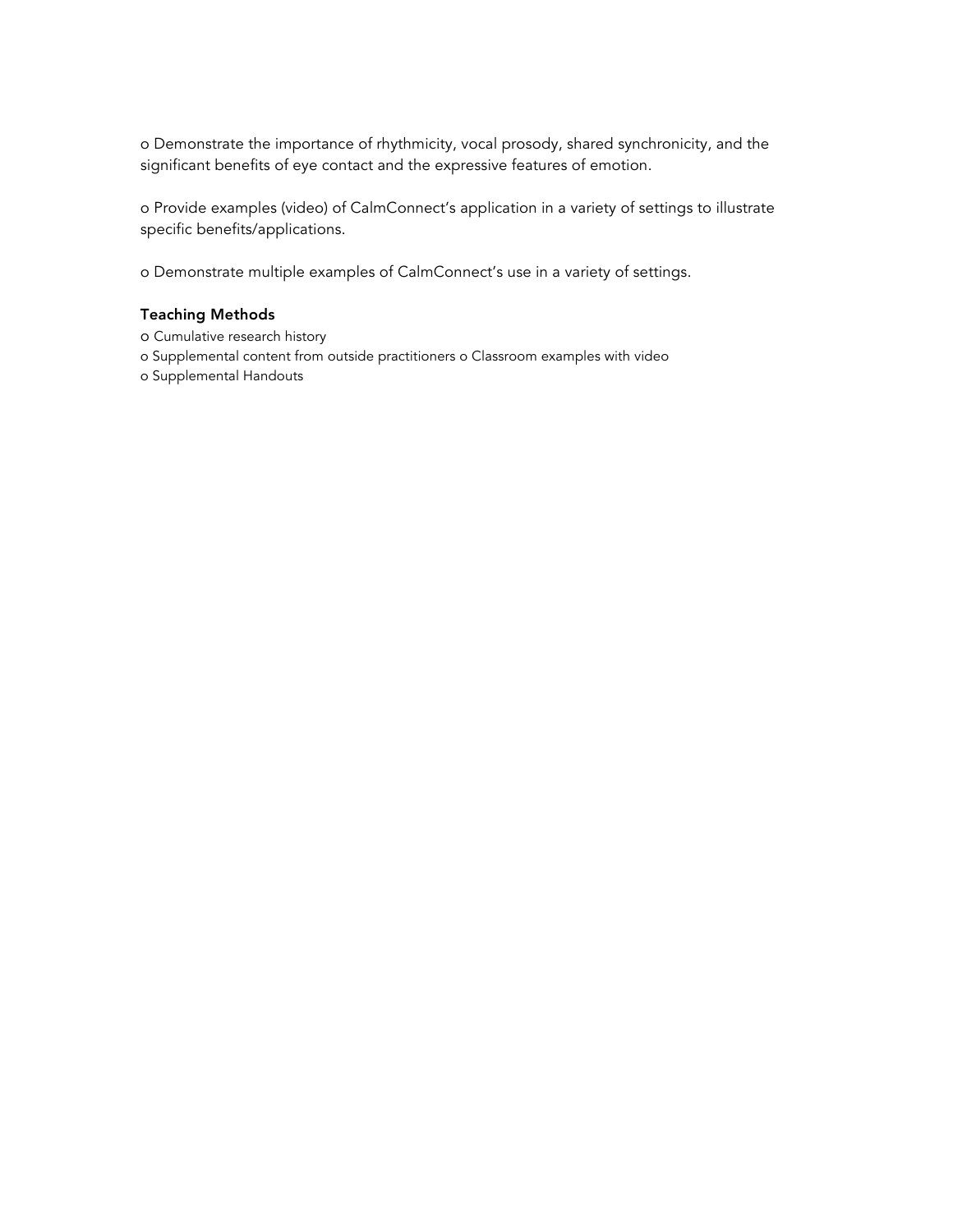o Demonstrate the importance of rhythmicity, vocal prosody, shared synchronicity, and the significant benefits of eye contact and the expressive features of emotion.

o Provide examples (video) of CalmConnect's application in a variety of settings to illustrate specific benefits/applications.

o Demonstrate multiple examples of CalmConnect's use in a variety of settings.

### Teaching Methods

o Cumulative research history
o Supplemental content from outside practitioners o Classroom examples with video
o Supplemental Handouts